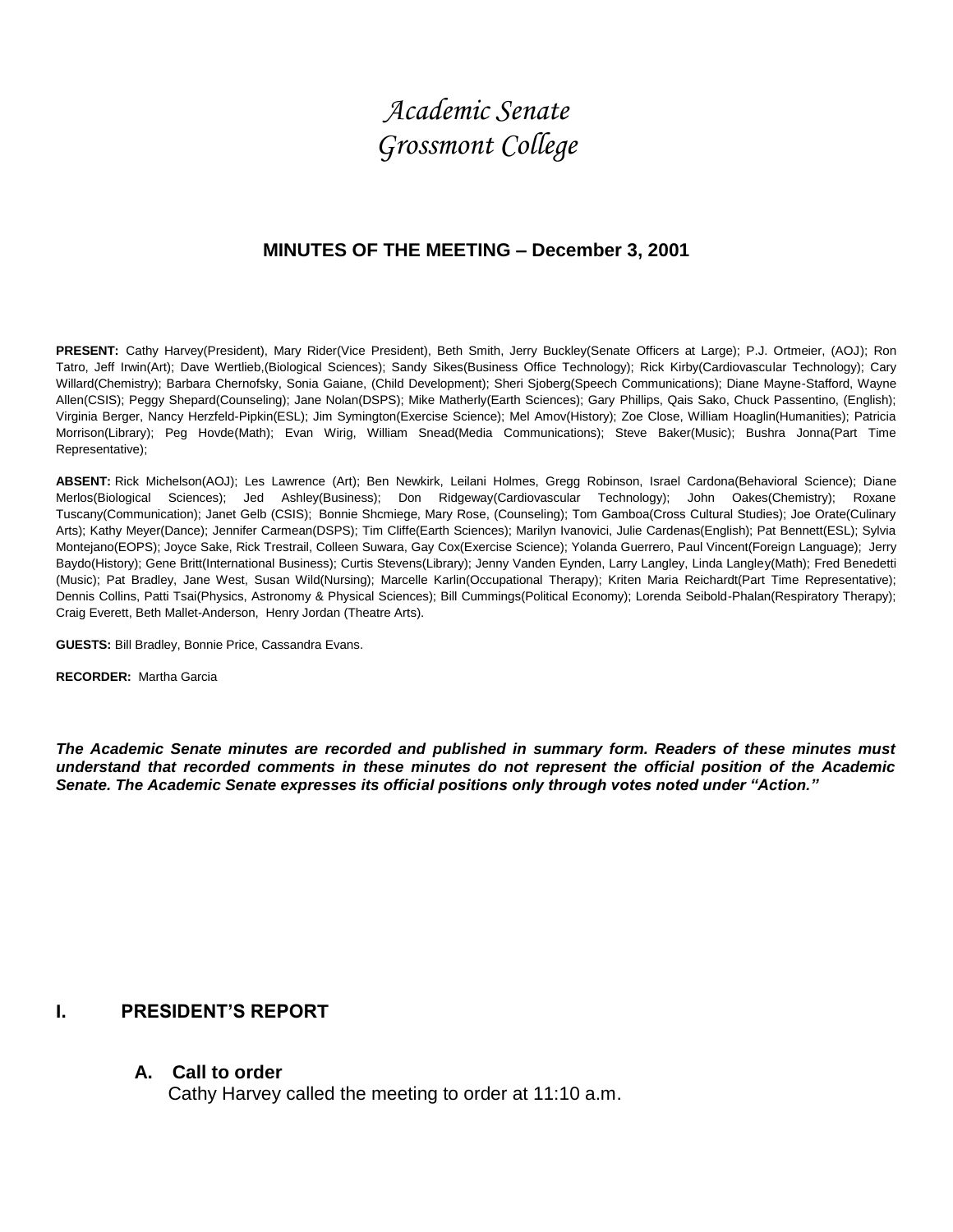# *Academic Senate*
# *Grossmont College*

## MINUTES OF THE MEETING – December 3, 2001

**PRESENT:** Cathy Harvey(President), Mary Rider(Vice President), Beth Smith, Jerry Buckley(Senate Officers at Large); P.J. Ortmeier, (AOJ); Ron Tatro, Jeff Irwin(Art); Dave Wertlieb,(Biological Sciences); Sandy Sikes(Business Office Technology); Rick Kirby(Cardiovascular Technology); Cary Willard(Chemistry); Barbara Chernofsky, Sonia Gaiane, (Child Development); Sheri Sjoberg(Speech Communications); Diane Mayne-Stafford, Wayne Allen(CSIS); Peggy Shepard(Counseling); Jane Nolan(DSPS); Mike Matherly(Earth Sciences); Gary Phillips, Qais Sako, Chuck Passentino, (English); Virginia Berger, Nancy Herzfeld-Pipkin(ESL); Jim Symington(Exercise Science); Mel Amov(History); Zoe Close, William Hoaglin(Humanities); Patricia Morrison(Library); Peg Hovde(Math); Evan Wirig, William Snead(Media Communications); Steve Baker(Music); Bushra Jonna(Part Time Representative);

**ABSENT:** Rick Michelson(AOJ); Les Lawrence (Art); Ben Newkirk, Leilani Holmes, Gregg Robinson, Israel Cardona(Behavioral Science); Diane Merlos(Biological Sciences); Jed Ashley(Business); Don Ridgeway(Cardiovascular Technology); John Oakes(Chemistry); Roxane Tuscany(Communication); Janet Gelb (CSIS); Bonnie Shcmiege, Mary Rose, (Counseling); Tom Gamboa(Cross Cultural Studies); Joe Orate(Culinary Arts); Kathy Meyer(Dance); Jennifer Carmean(DSPS); Tim Cliffe(Earth Sciences); Marilyn Ivanovici, Julie Cardenas(English); Pat Bennett(ESL); Sylvia Montejano(EOPS); Joyce Sake, Rick Trestrail, Colleen Suwara, Gay Cox(Exercise Science); Yolanda Guerrero, Paul Vincent(Foreign Language); Jerry Baydo(History); Gene Britt(International Business); Curtis Stevens(Library); Jenny Vanden Eynden, Larry Langley, Linda Langley(Math); Fred Benedetti (Music); Pat Bradley, Jane West, Susan Wild(Nursing); Marcelle Karlin(Occupational Therapy); Kriten Maria Reichardt(Part Time Representative); Dennis Collins, Patti Tsai(Physics, Astronomy & Physical Sciences); Bill Cummings(Political Economy); Lorenda Seibold-Phalan(Respiratory Therapy); Craig Everett, Beth Mallet-Anderson, Henry Jordan (Theatre Arts).

**GUESTS:** Bill Bradley, Bonnie Price, Cassandra Evans.

**RECORDER:** Martha Garcia

***The Academic Senate minutes are recorded and published in summary form. Readers of these minutes must understand that recorded comments in these minutes do not represent the official position of the Academic Senate. The Academic Senate expresses its official positions only through votes noted under "Action."***

## I. PRESIDENT'S REPORT

### A. Call to order

Cathy Harvey called the meeting to order at 11:10 a.m.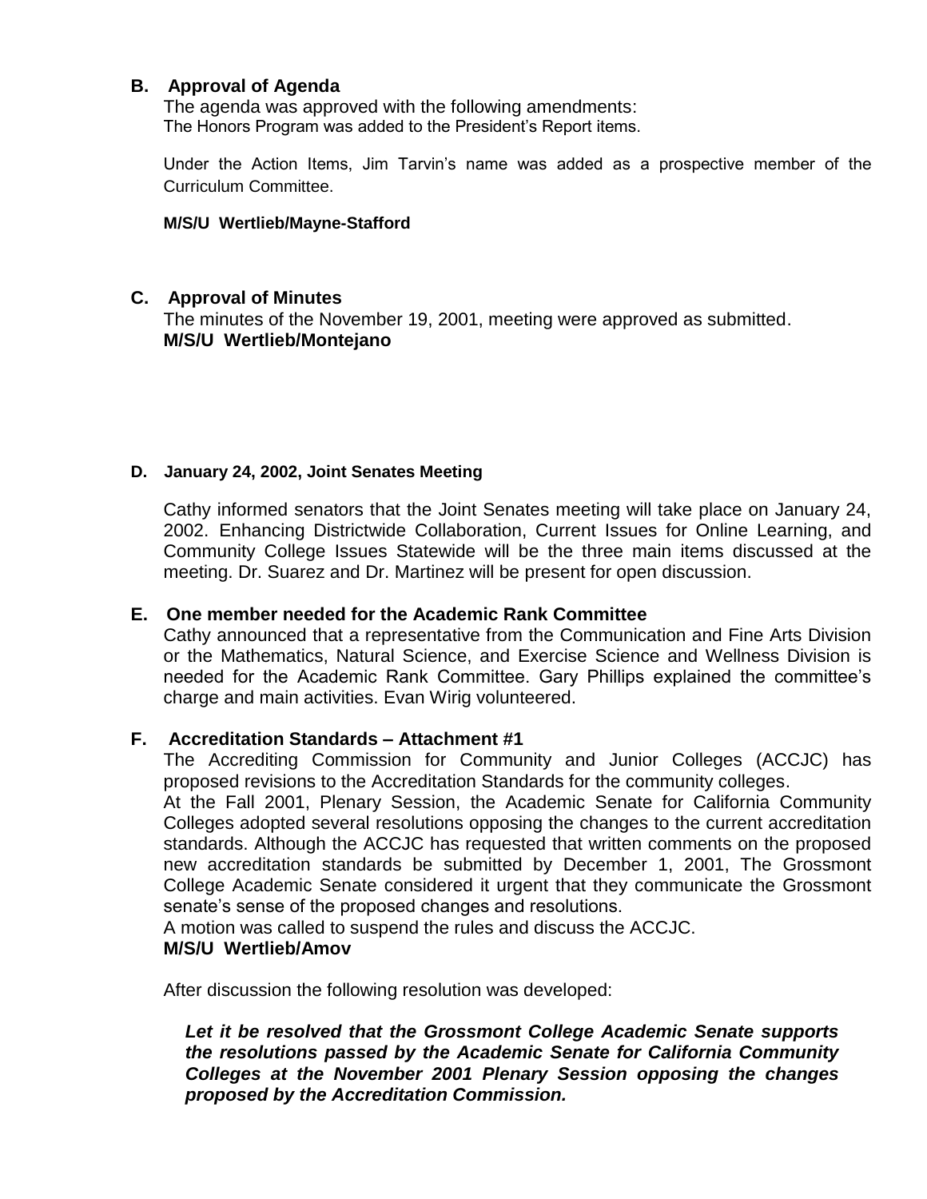### B. Approval of Agenda

The agenda was approved with the following amendments:
The Honors Program was added to the President's Report items.

Under the Action Items, Jim Tarvin's name was added as a prospective member of the Curriculum Committee.

**M/S/U Wertlieb/Mayne-Stafford**

### C. Approval of Minutes

The minutes of the November 19, 2001, meeting were approved as submitted.
**M/S/U Wertlieb/Montejano**

### D. January 24, 2002, Joint Senates Meeting

Cathy informed senators that the Joint Senates meeting will take place on January 24, 2002. Enhancing Districtwide Collaboration, Current Issues for Online Learning, and Community College Issues Statewide will be the three main items discussed at the meeting. Dr. Suarez and Dr. Martinez will be present for open discussion.

### E. One member needed for the Academic Rank Committee

Cathy announced that a representative from the Communication and Fine Arts Division or the Mathematics, Natural Science, and Exercise Science and Wellness Division is needed for the Academic Rank Committee. Gary Phillips explained the committee's charge and main activities. Evan Wirig volunteered.

### F. Accreditation Standards – Attachment #1

The Accrediting Commission for Community and Junior Colleges (ACCJC) has proposed revisions to the Accreditation Standards for the community colleges.
At the Fall 2001, Plenary Session, the Academic Senate for California Community Colleges adopted several resolutions opposing the changes to the current accreditation standards. Although the ACCJC has requested that written comments on the proposed new accreditation standards be submitted by December 1, 2001, The Grossmont College Academic Senate considered it urgent that they communicate the Grossmont senate's sense of the proposed changes and resolutions.
A motion was called to suspend the rules and discuss the ACCJC.
**M/S/U Wertlieb/Amov**

After discussion the following resolution was developed:

> ***Let it be resolved that the Grossmont College Academic Senate supports the resolutions passed by the Academic Senate for California Community Colleges at the November 2001 Plenary Session opposing the changes proposed by the Accreditation Commission.***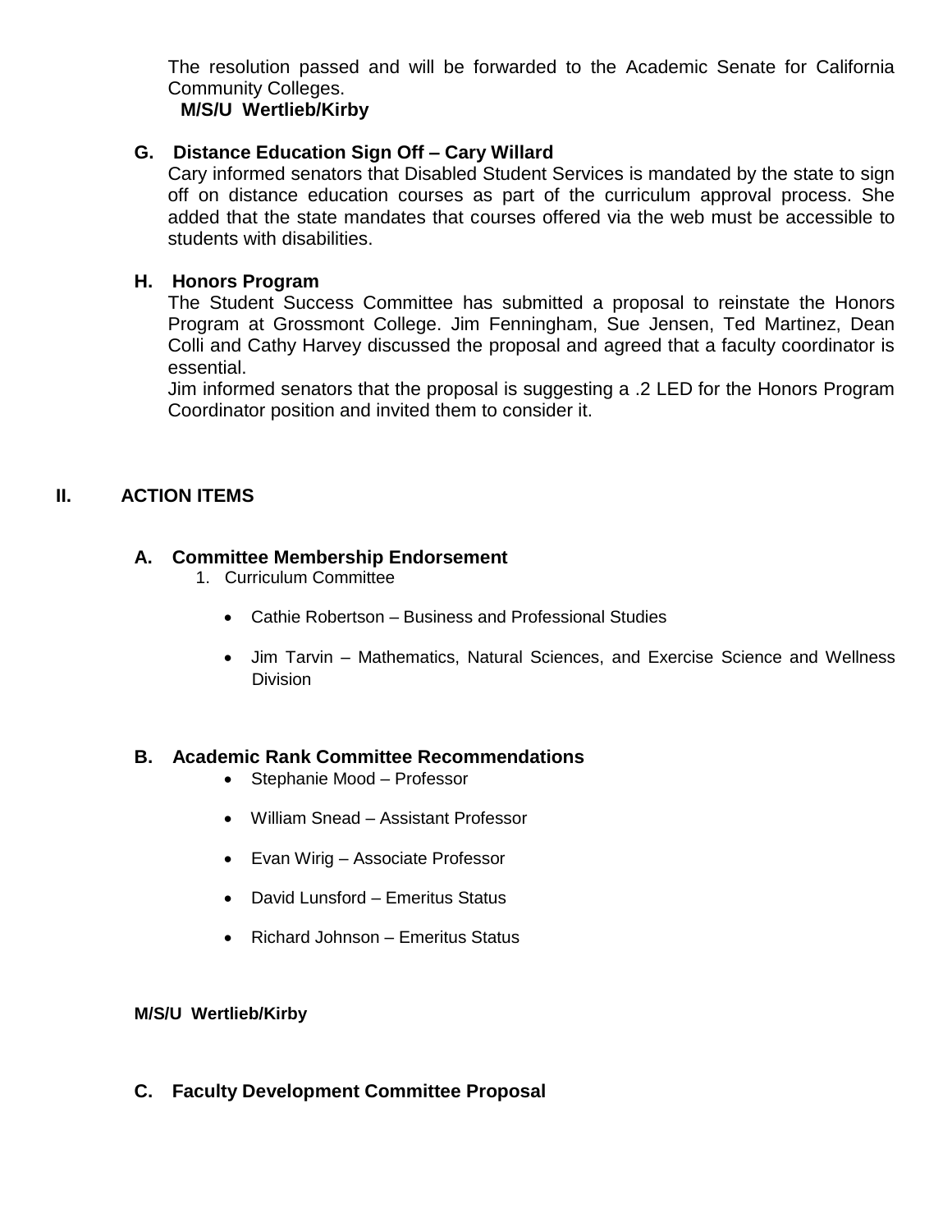The resolution passed and will be forwarded to the Academic Senate for California Community Colleges.

**M/S/U Wertlieb/Kirby**

### G. Distance Education Sign Off – Cary Willard

Cary informed senators that Disabled Student Services is mandated by the state to sign off on distance education courses as part of the curriculum approval process. She added that the state mandates that courses offered via the web must be accessible to students with disabilities.

### H. Honors Program

The Student Success Committee has submitted a proposal to reinstate the Honors Program at Grossmont College. Jim Fenningham, Sue Jensen, Ted Martinez, Dean Colli and Cathy Harvey discussed the proposal and agreed that a faculty coordinator is essential.

Jim informed senators that the proposal is suggesting a .2 LED for the Honors Program Coordinator position and invited them to consider it.

## II. ACTION ITEMS

### A. Committee Membership Endorsement

1. Curriculum Committee
   - Cathie Robertson – Business and Professional Studies
   - Jim Tarvin – Mathematics, Natural Sciences, and Exercise Science and Wellness Division

### B. Academic Rank Committee Recommendations

- Stephanie Mood – Professor
- William Snead – Assistant Professor
- Evan Wirig – Associate Professor
- David Lunsford – Emeritus Status
- Richard Johnson – Emeritus Status

**M/S/U Wertlieb/Kirby**

### C. Faculty Development Committee Proposal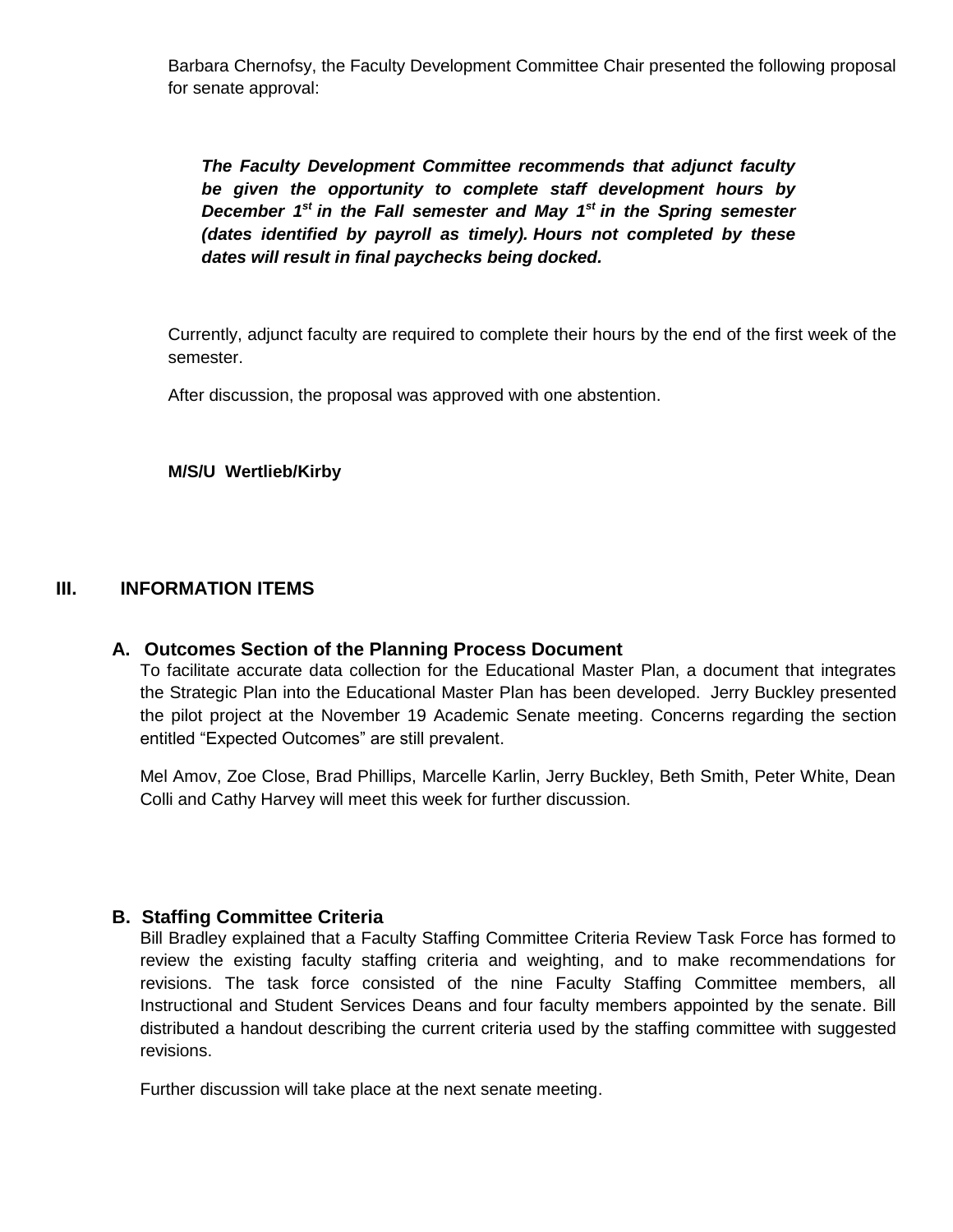Barbara Chernofsy, the Faculty Development Committee Chair presented the following proposal for senate approval:

> ***The Faculty Development Committee recommends that adjunct faculty be given the opportunity to complete staff development hours by December 1st in the Fall semester and May 1st in the Spring semester (dates identified by payroll as timely). Hours not completed by these dates will result in final paychecks being docked.***

Currently, adjunct faculty are required to complete their hours by the end of the first week of the semester.

After discussion, the proposal was approved with one abstention.

**M/S/U Wertlieb/Kirby**

## III. INFORMATION ITEMS

### A. Outcomes Section of the Planning Process Document

To facilitate accurate data collection for the Educational Master Plan, a document that integrates the Strategic Plan into the Educational Master Plan has been developed. Jerry Buckley presented the pilot project at the November 19 Academic Senate meeting. Concerns regarding the section entitled "Expected Outcomes" are still prevalent.

Mel Amov, Zoe Close, Brad Phillips, Marcelle Karlin, Jerry Buckley, Beth Smith, Peter White, Dean Colli and Cathy Harvey will meet this week for further discussion.

### B. Staffing Committee Criteria

Bill Bradley explained that a Faculty Staffing Committee Criteria Review Task Force has formed to review the existing faculty staffing criteria and weighting, and to make recommendations for revisions. The task force consisted of the nine Faculty Staffing Committee members, all Instructional and Student Services Deans and four faculty members appointed by the senate. Bill distributed a handout describing the current criteria used by the staffing committee with suggested revisions.

Further discussion will take place at the next senate meeting.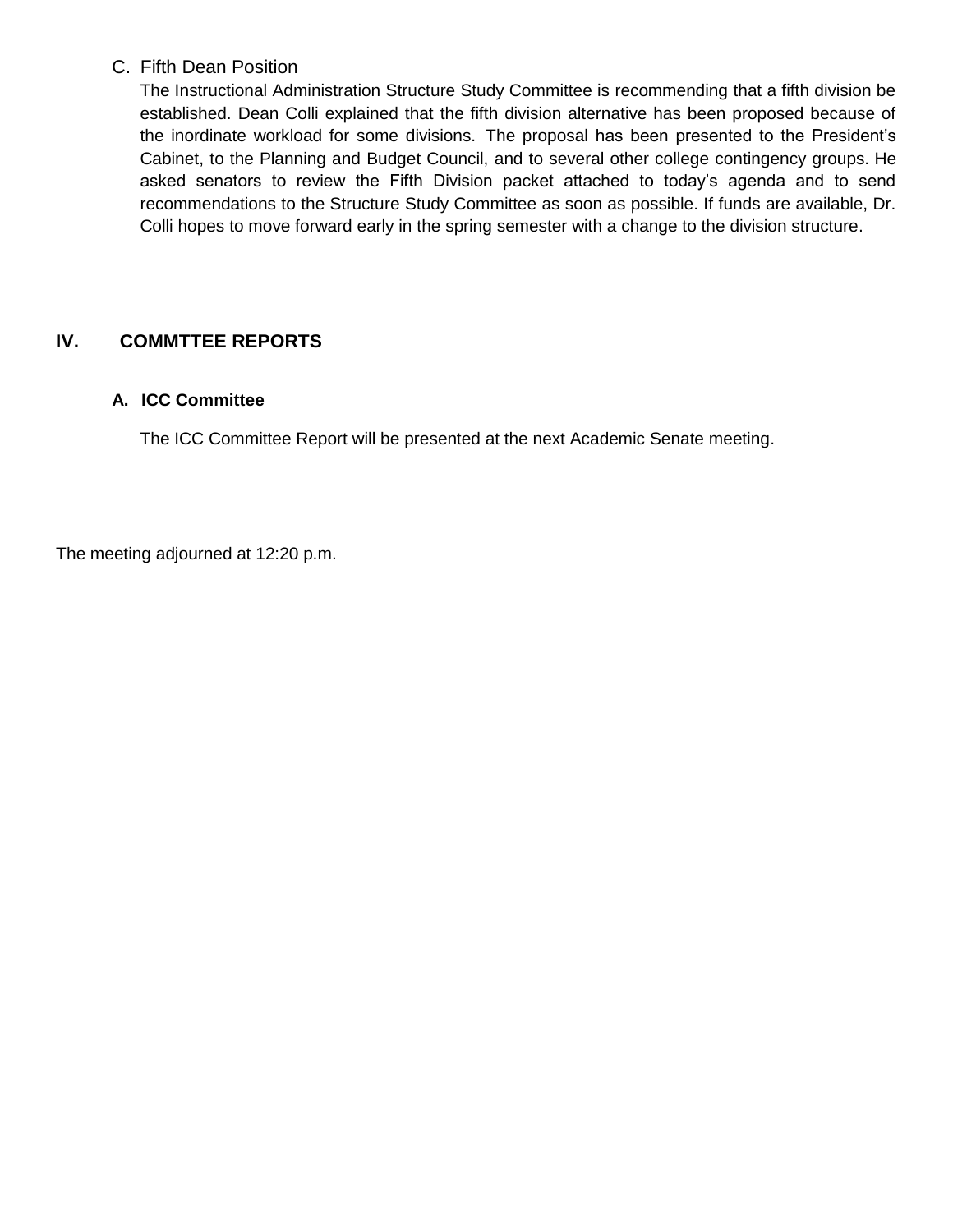C. Fifth Dean Position

The Instructional Administration Structure Study Committee is recommending that a fifth division be established. Dean Colli explained that the fifth division alternative has been proposed because of the inordinate workload for some divisions. The proposal has been presented to the President's Cabinet, to the Planning and Budget Council, and to several other college contingency groups. He asked senators to review the Fifth Division packet attached to today's agenda and to send recommendations to the Structure Study Committee as soon as possible. If funds are available, Dr. Colli hopes to move forward early in the spring semester with a change to the division structure.

## IV. COMMTTEE REPORTS

### A. ICC Committee

The ICC Committee Report will be presented at the next Academic Senate meeting.

The meeting adjourned at 12:20 p.m.